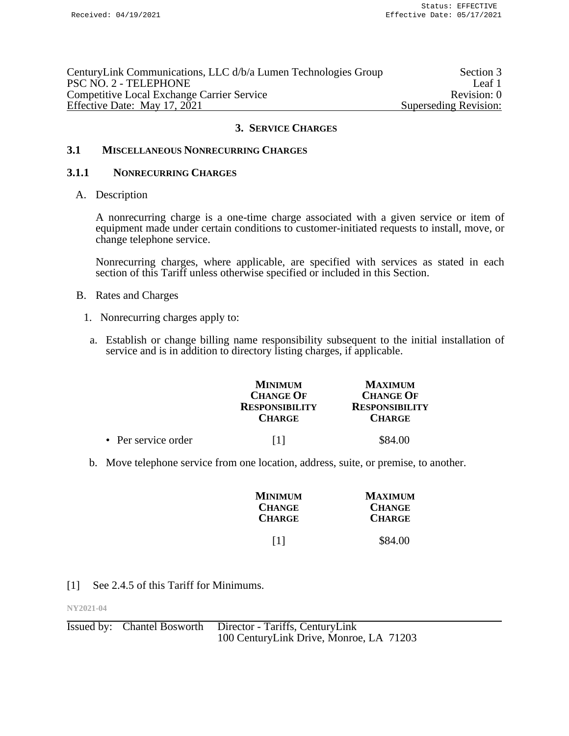## 3. SERVICE CHARGES

### 3.1 MISCELLANEOUS NONRECURRING CHARGES

#### 3.1.1 NONRECURRING CHARGES

A. Description

A nonrecurring charge is a one-time charge associated with a given service or item of equipment made under certain conditions to customer-initiated requests to install, move, or change telephone service.

Nonrecurring charges, where applicable, are specified with services as stated in each section of this Tariff unless otherwise specified or included in this Section.

B. Rates and Charges

1. Nonrecurring charges apply to:

a. Establish or change billing name responsibility subsequent to the initial installation of service and is in addition to directory listing charges, if applicable.

| | **MINIMUM CHANGE OF RESPONSIBILITY CHARGE** | **MAXIMUM CHANGE OF RESPONSIBILITY CHARGE** |
|---|---|---|
| • Per service order | [1] | $84.00 |

b. Move telephone service from one location, address, suite, or premise, to another.

| **MINIMUM CHANGE CHARGE** | **MAXIMUM CHANGE CHARGE** |
|---|---|
| [1] | $84.00 |

[1] See 2.4.5 of this Tariff for Minimums.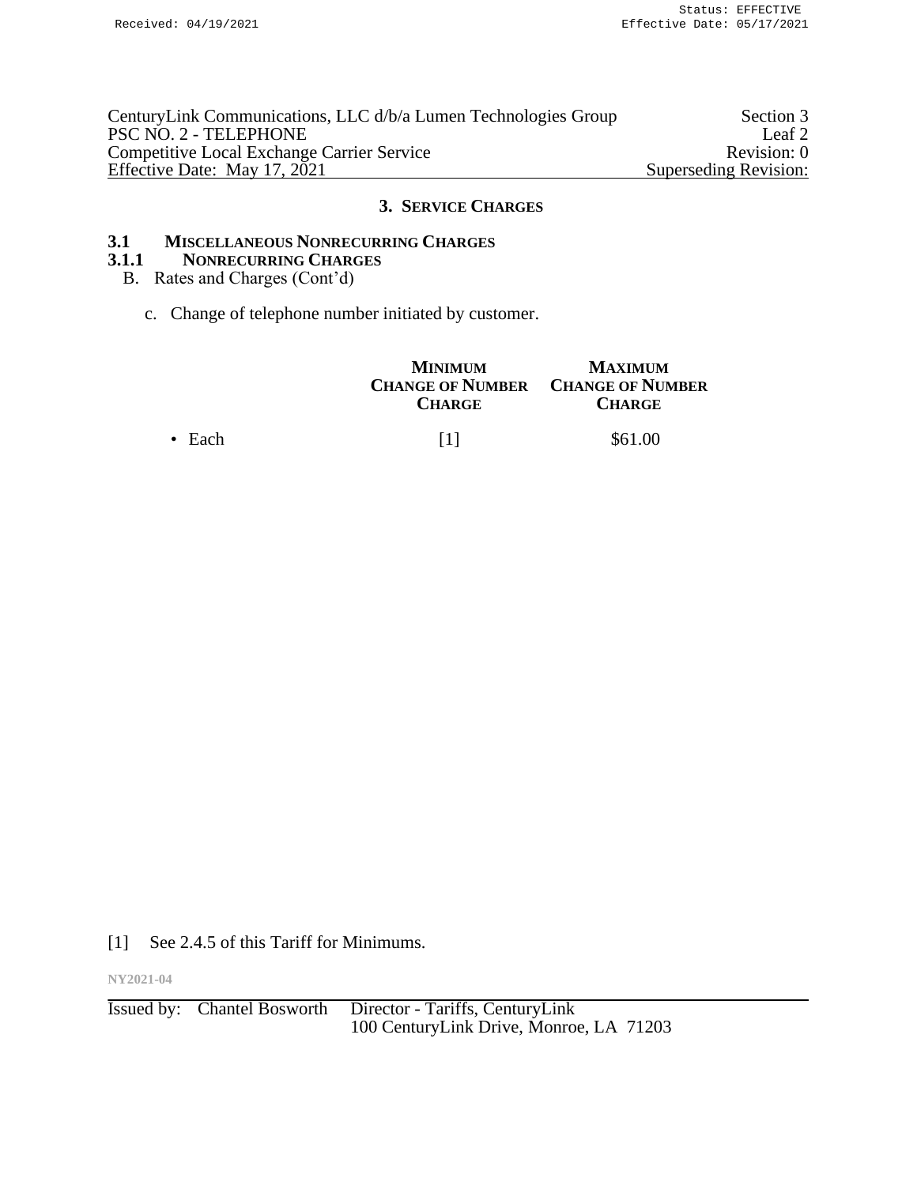CenturyLink Communications, LLC d/b/a Lumen Technologies Group — Section 3
PSC NO. 2 - TELEPHONE — Leaf 2
Competitive Local Exchange Carrier Service — Revision: 0
Effective Date: May 17, 2021 — Superseding Revision:

## 3. SERVICE CHARGES

### 3.1 MISCELLANEOUS NONRECURRING CHARGES

### 3.1.1 NONRECURRING CHARGES

B. Rates and Charges (Cont'd)

c. Change of telephone number initiated by customer.

| | MINIMUM CHANGE OF NUMBER CHARGE | MAXIMUM CHANGE OF NUMBER CHARGE |
|---|---|---|
| • Each | [1] | $61.00 |

[1] See 2.4.5 of this Tariff for Minimums.

NY2021-04

Issued by: Chantel Bosworth Director - Tariffs, CenturyLink
100 CenturyLink Drive, Monroe, LA 71203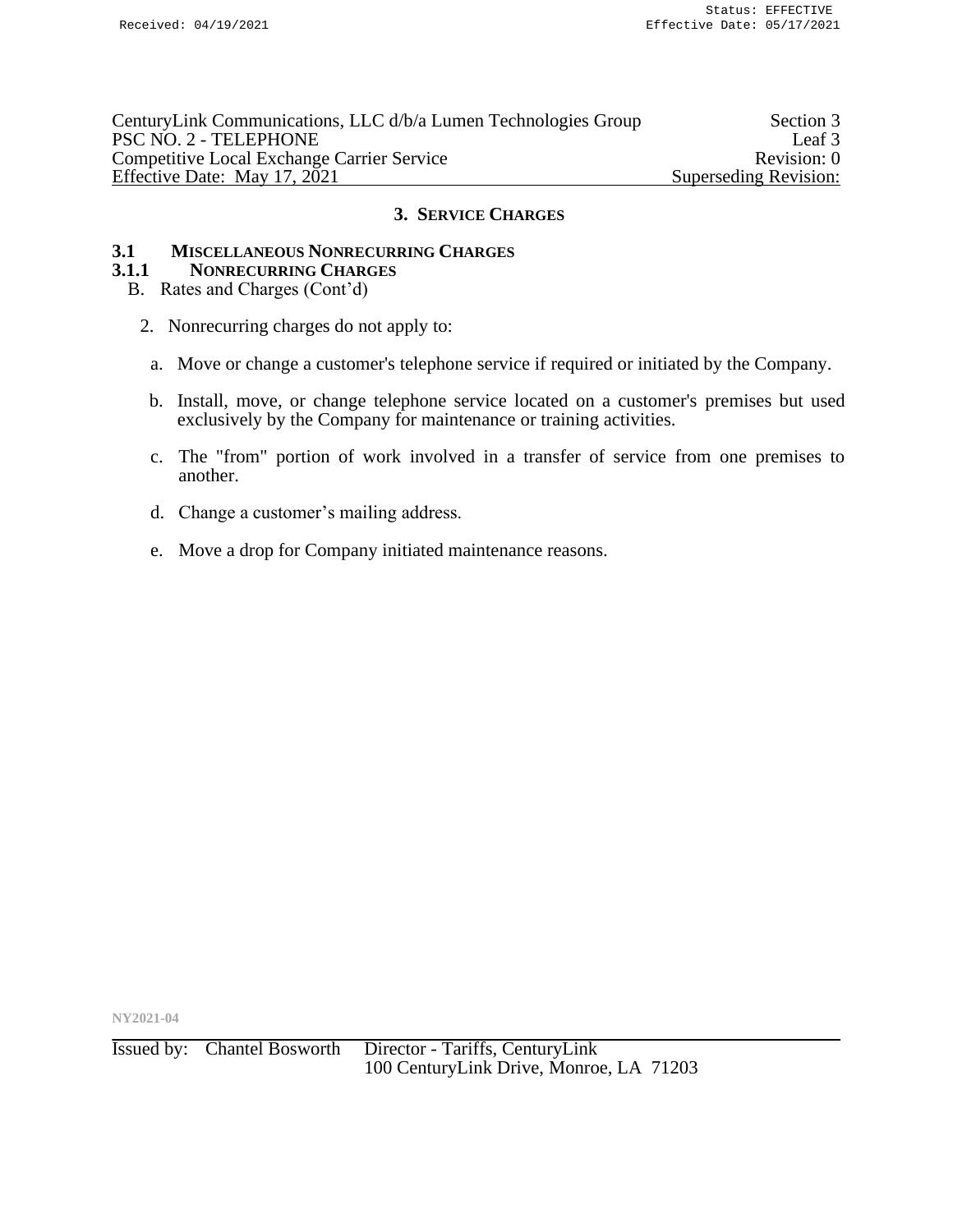# 3. SERVICE CHARGES

## 3.1 MISCELLANEOUS NONRECURRING CHARGES

### 3.1.1 NONRECURRING CHARGES

B. Rates and Charges (Cont'd)

2. Nonrecurring charges do not apply to:

   a. Move or change a customer's telephone service if required or initiated by the Company.

   b. Install, move, or change telephone service located on a customer's premises but used exclusively by the Company for maintenance or training activities.

   c. The "from" portion of work involved in a transfer of service from one premises to another.

   d. Change a customer's mailing address.

   e. Move a drop for Company initiated maintenance reasons.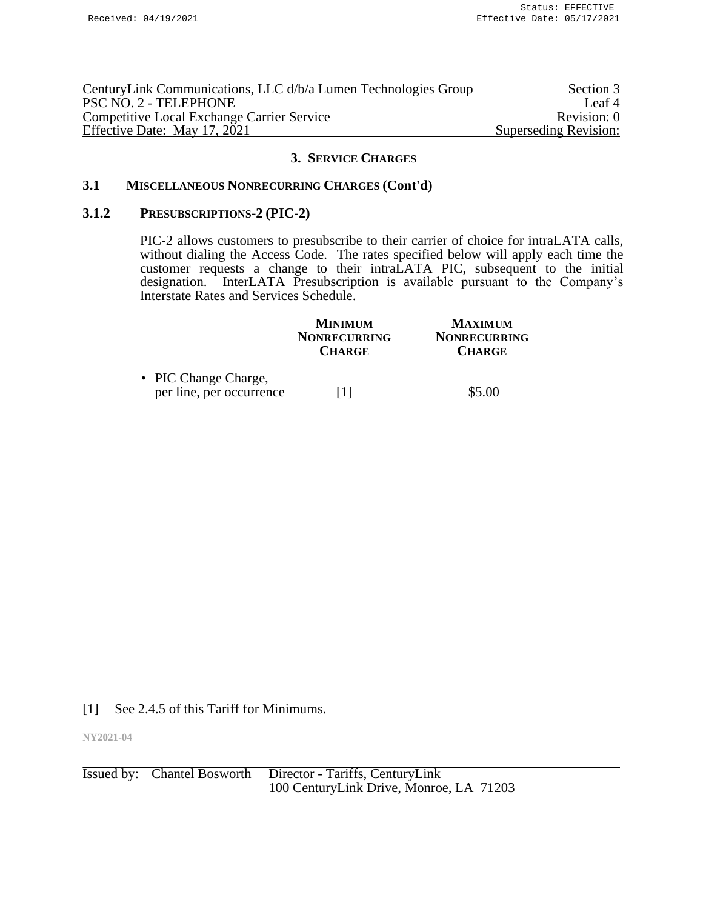## 3. SERVICE CHARGES

### 3.1 MISCELLANEOUS NONRECURRING CHARGES (Cont'd)

### 3.1.2 PRESUBSCRIPTIONS-2 (PIC-2)

PIC-2 allows customers to presubscribe to their carrier of choice for intraLATA calls, without dialing the Access Code. The rates specified below will apply each time the customer requests a change to their intraLATA PIC, subsequent to the initial designation. InterLATA Presubscription is available pursuant to the Company's Interstate Rates and Services Schedule.

| | MINIMUM NONRECURRING CHARGE | MAXIMUM NONRECURRING CHARGE |
|---|---|---|
| • PIC Change Charge, per line, per occurrence | [1] | $5.00 |

[1] See 2.4.5 of this Tariff for Minimums.

NY2021-04